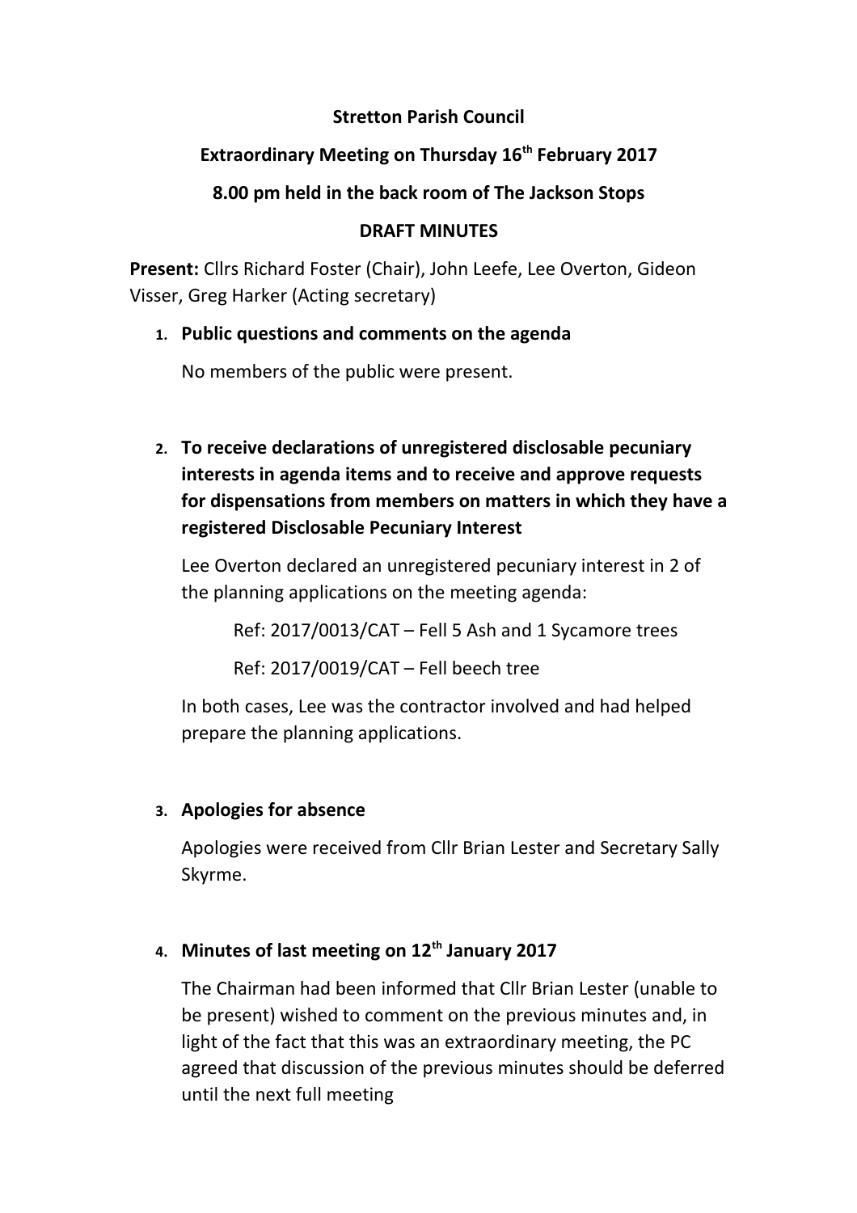**Stretton Parish Council**

**Extraordinary Meeting on Thursday 16th February 2017**

**8.00 pm held in the back room of The Jackson Stops**

**DRAFT MINUTES**

**Present:** Cllrs Richard Foster (Chair), John Leefe, Lee Overton, Gideon Visser, Greg Harker (Acting secretary)

1. **Public questions and comments on the agenda**

   No members of the public were present.

2. **To receive declarations of unregistered disclosable pecuniary interests in agenda items and to receive and approve requests for dispensations from members on matters in which they have a registered Disclosable Pecuniary Interest**

   Lee Overton declared an unregistered pecuniary interest in 2 of the planning applications on the meeting agenda:

   Ref: 2017/0013/CAT – Fell 5 Ash and 1 Sycamore trees

   Ref: 2017/0019/CAT – Fell beech tree

   In both cases, Lee was the contractor involved and had helped prepare the planning applications.

3. **Apologies for absence**

   Apologies were received from Cllr Brian Lester and Secretary Sally Skyrme.

4. **Minutes of last meeting on 12th January 2017**

   The Chairman had been informed that Cllr Brian Lester (unable to be present) wished to comment on the previous minutes and, in light of the fact that this was an extraordinary meeting, the PC agreed that discussion of the previous minutes should be deferred until the next full meeting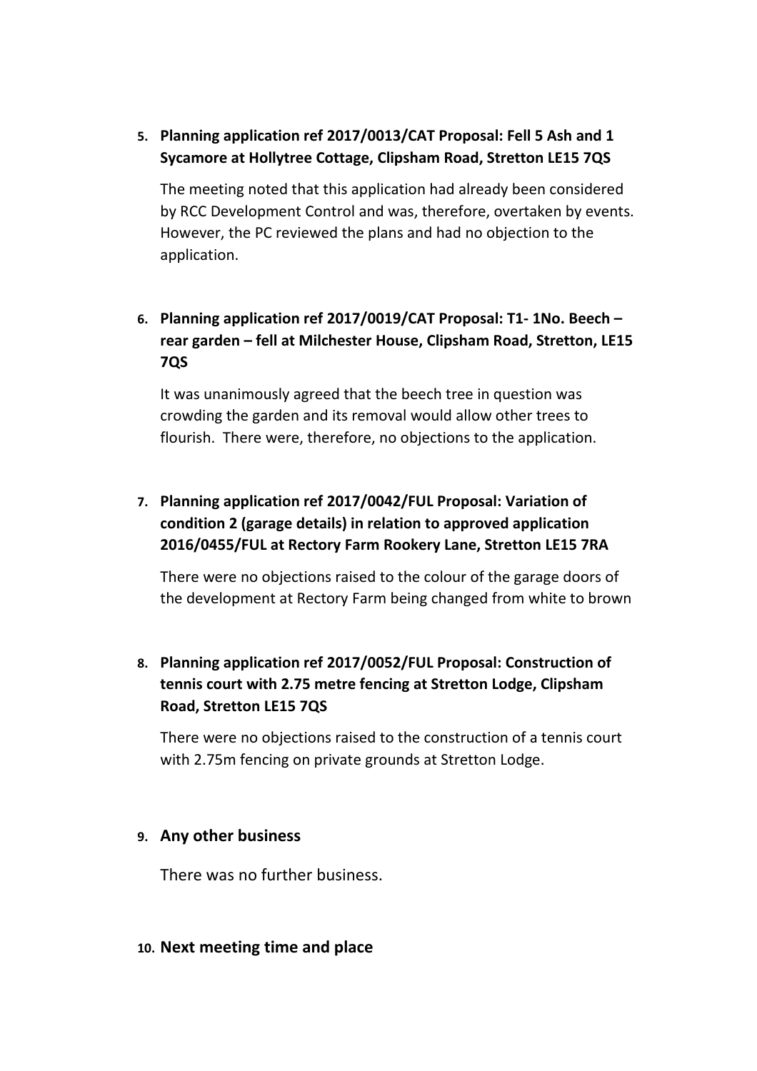5. **Planning application ref 2017/0013/CAT Proposal: Fell 5 Ash and 1 Sycamore at Hollytree Cottage, Clipsham Road, Stretton LE15 7QS**

   The meeting noted that this application had already been considered by RCC Development Control and was, therefore, overtaken by events. However, the PC reviewed the plans and had no objection to the application.

6. **Planning application ref 2017/0019/CAT Proposal: T1- 1No. Beech – rear garden – fell at Milchester House, Clipsham Road, Stretton, LE15 7QS**

   It was unanimously agreed that the beech tree in question was crowding the garden and its removal would allow other trees to flourish. There were, therefore, no objections to the application.

7. **Planning application ref 2017/0042/FUL Proposal: Variation of condition 2 (garage details) in relation to approved application 2016/0455/FUL at Rectory Farm Rookery Lane, Stretton LE15 7RA**

   There were no objections raised to the colour of the garage doors of the development at Rectory Farm being changed from white to brown

8. **Planning application ref 2017/0052/FUL Proposal: Construction of tennis court with 2.75 metre fencing at Stretton Lodge, Clipsham Road, Stretton LE15 7QS**

   There were no objections raised to the construction of a tennis court with 2.75m fencing on private grounds at Stretton Lodge.

9. **Any other business**

   There was no further business.

10. **Next meeting time and place**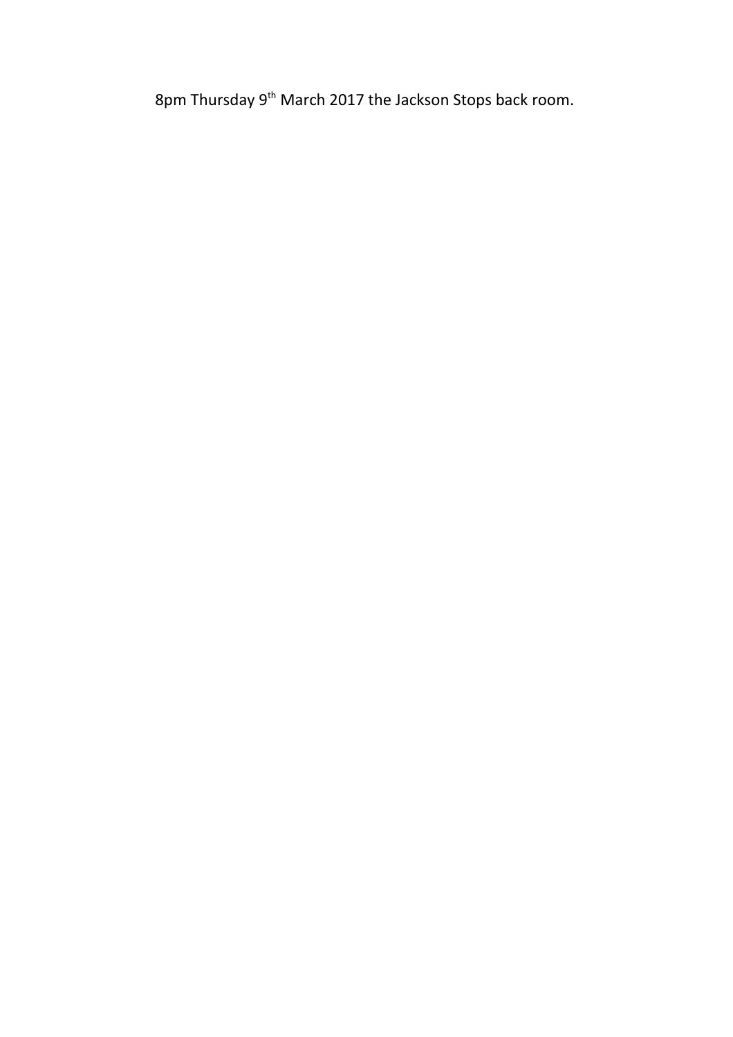8pm Thursday 9th March 2017 the Jackson Stops back room.